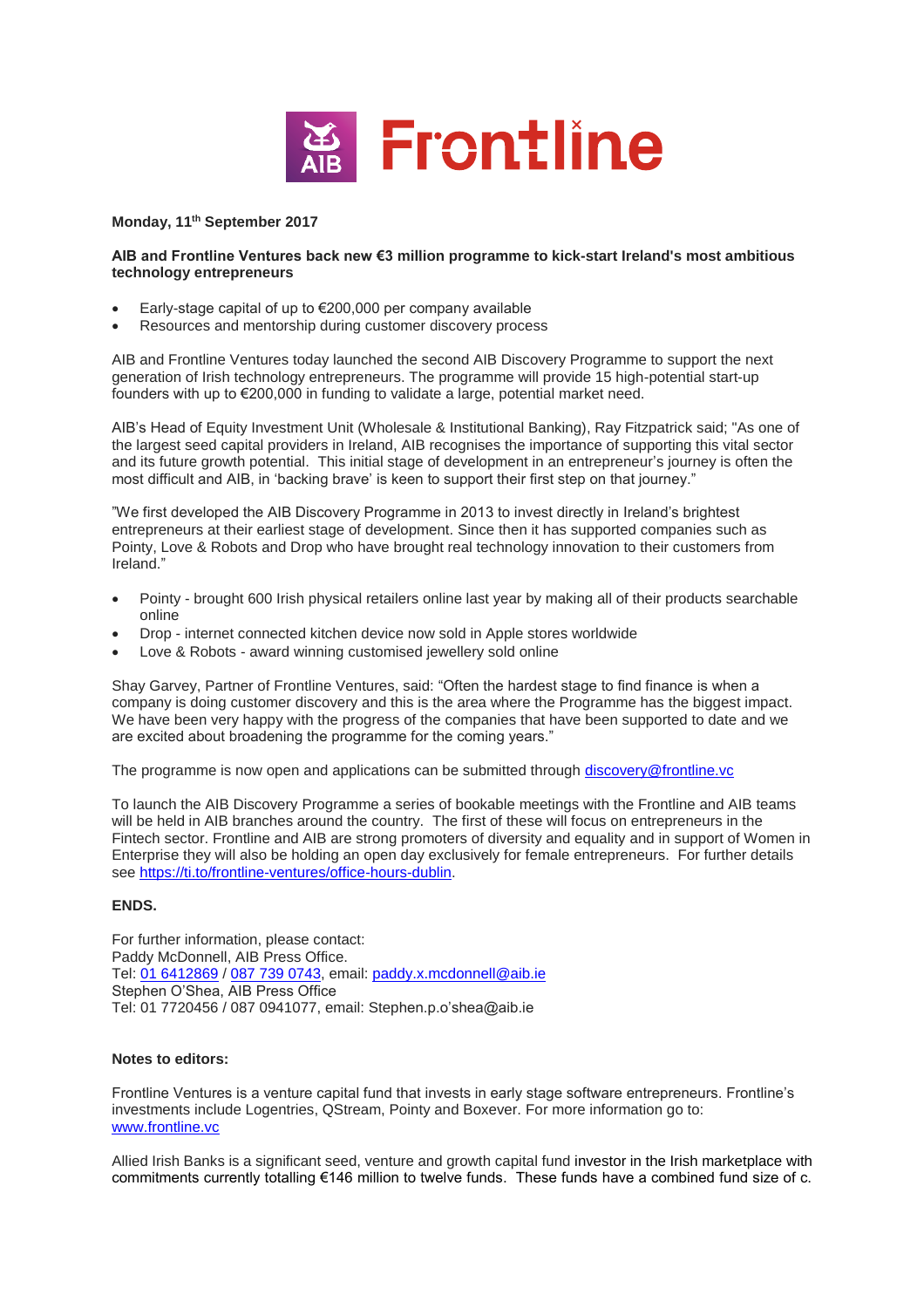**Monday, 11th September 2017**

**AIB and Frontline Ventures back new €3 million programme to kick-start Ireland's most ambitious technology entrepreneurs**

- Early-stage capital of up to €200,000 per company available
- Resources and mentorship during customer discovery process

AIB and Frontline Ventures today launched the second AIB Discovery Programme to support the next generation of Irish technology entrepreneurs. The programme will provide 15 high-potential start-up founders with up to €200,000 in funding to validate a large, potential market need.

AIB's Head of Equity Investment Unit (Wholesale & Institutional Banking), Ray Fitzpatrick said; "As one of the largest seed capital providers in Ireland, AIB recognises the importance of supporting this vital sector and its future growth potential. This initial stage of development in an entrepreneur's journey is often the most difficult and AIB, in 'backing brave' is keen to support their first step on that journey."

"We first developed the AIB Discovery Programme in 2013 to invest directly in Ireland's brightest entrepreneurs at their earliest stage of development. Since then it has supported companies such as Pointy, Love & Robots and Drop who have brought real technology innovation to their customers from Ireland."

- Pointy - brought 600 Irish physical retailers online last year by making all of their products searchable online
- Drop - internet connected kitchen device now sold in Apple stores worldwide
- Love & Robots - award winning customised jewellery sold online

Shay Garvey, Partner of Frontline Ventures, said: "Often the hardest stage to find finance is when a company is doing customer discovery and this is the area where the Programme has the biggest impact. We have been very happy with the progress of the companies that have been supported to date and we are excited about broadening the programme for the coming years."

The programme is now open and applications can be submitted through discovery@frontline.vc

To launch the AIB Discovery Programme a series of bookable meetings with the Frontline and AIB teams will be held in AIB branches around the country. The first of these will focus on entrepreneurs in the Fintech sector. Frontline and AIB are strong promoters of diversity and equality and in support of Women in Enterprise they will also be holding an open day exclusively for female entrepreneurs. For further details see https://ti.to/frontline-ventures/office-hours-dublin.

**ENDS.**

For further information, please contact:
Paddy McDonnell, AIB Press Office.
Tel: 01 6412869 / 087 739 0743, email: paddy.x.mcdonnell@aib.ie
Stephen O'Shea, AIB Press Office
Tel: 01 7720456 / 087 0941077, email: Stephen.p.o'shea@aib.ie

**Notes to editors:**

Frontline Ventures is a venture capital fund that invests in early stage software entrepreneurs. Frontline's investments include Logentries, QStream, Pointy and Boxever. For more information go to: www.frontline.vc

Allied Irish Banks is a significant seed, venture and growth capital fund investor in the Irish marketplace with commitments currently totalling €146 million to twelve funds. These funds have a combined fund size of c.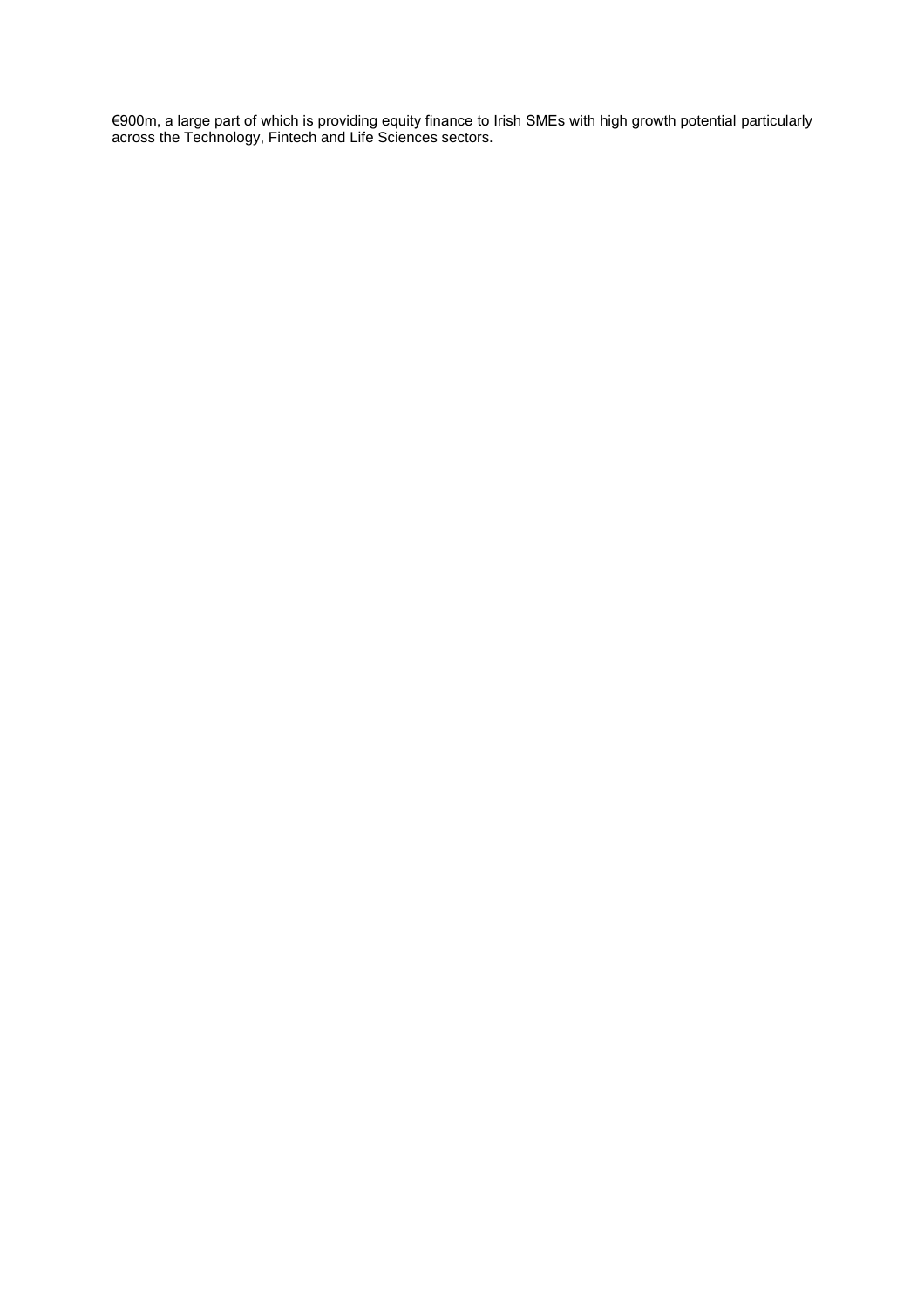€900m, a large part of which is providing equity finance to Irish SMEs with high growth potential particularly across the Technology, Fintech and Life Sciences sectors.